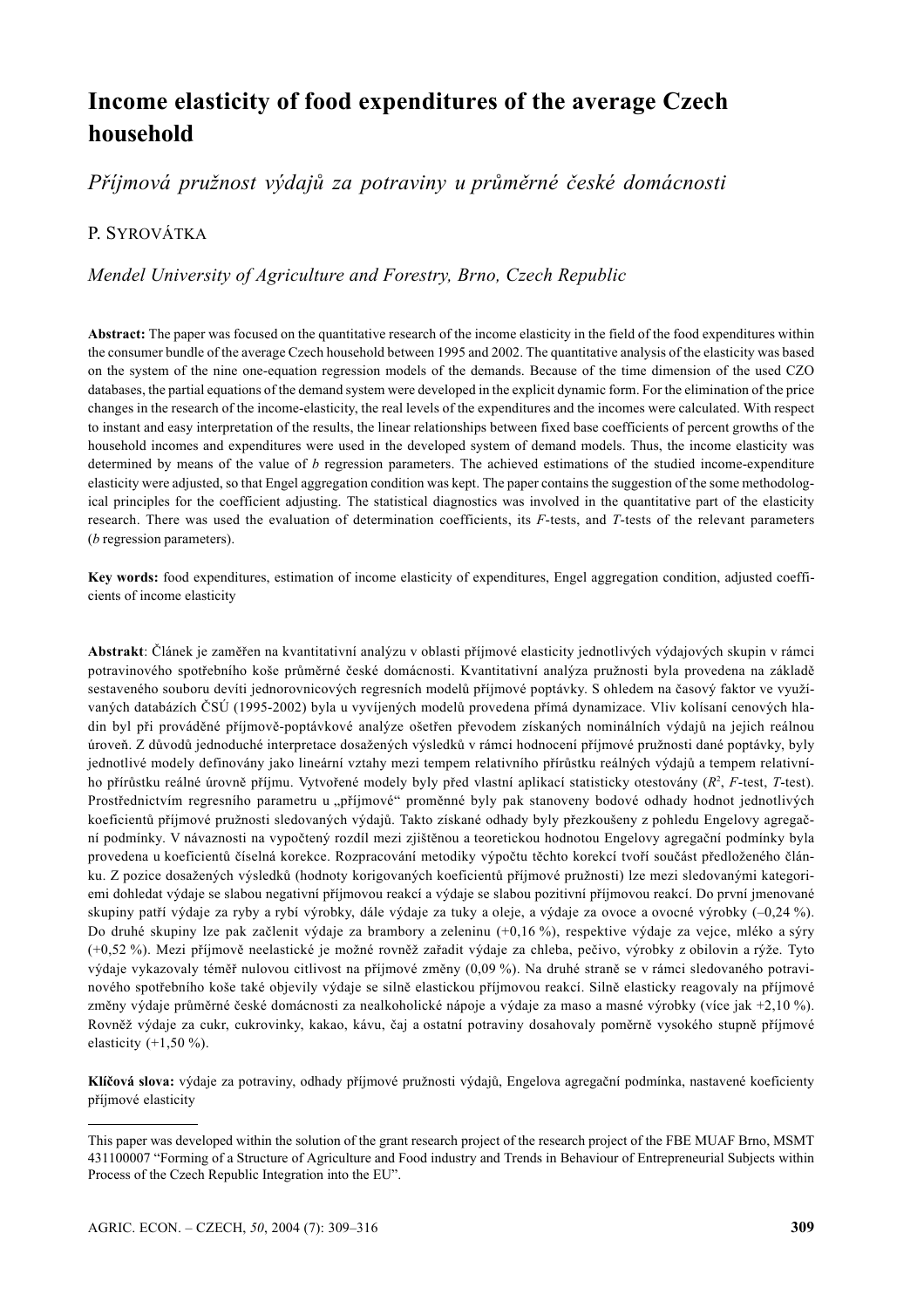# Income elasticity of food expenditures of the average Czech household

*Příjmová pružnost výdajů za potraviny u průměrné české domácnosti*

P. SYROVÁTKA

*Mendel University of Agriculture and Forestry, Brno, Czech Republic*

**Abstract:** The paper was focused on the quantitative research of the income elasticity in the field of the food expenditures within the consumer bundle of the average Czech household between 1995 and 2002. The quantitative analysis of the elasticity was based on the system of the nine one-equation regression models of the demands. Because of the time dimension of the used CZO databases, the partial equations of the demand system were developed in the explicit dynamic form. For the elimination of the price changes in the research of the income-elasticity, the real levels of the expenditures and the incomes were calculated. With respect to instant and easy interpretation of the results, the linear relationships between fixed base coefficients of percent growths of the household incomes and expenditures were used in the developed system of demand models. Thus, the income elasticity was determined by means of the value of *b* regression parameters. The achieved estimations of the studied income-expenditure elasticity were adjusted, so that Engel aggregation condition was kept. The paper contains the suggestion of the some methodological principles for the coefficient adjusting. The statistical diagnostics was involved in the quantitative part of the elasticity research. There was used the evaluation of determination coefficients, its *F*-tests, and *T*-tests of the relevant parameters (*b* regression parameters).

**Key words:** food expenditures, estimation of income elasticity of expenditures, Engel aggregation condition, adjusted coefficients of income elasticity

**Abstrakt**: Článek je zaměřen na kvantitativní analýzu v oblasti příjmové elasticity jednotlivých výdajových skupin v rámci potravinového spotřebního koše průměrné české domácnosti. Kvantitativní analýza pružnosti byla provedena na základě sestaveného souboru devíti jednorovnicových regresních modelů příjmové poptávky. S ohledem na časový faktor ve využívaných databázích ČSÚ (1995-2002) byla u vyvíjených modelů provedena přímá dynamizace. Vliv kolísání cenových hladin byl při prováděné příjmově-poptávkové analýze ošetřen převodem získaných nominálních výdajů na jejich reálnou úroveň. Z důvodů jednoduché interpretace dosažených výsledků v rámci hodnocení příjmové pružnosti dané poptávky, byly jednotlivé modely definovány jako lineární vztahy mezi tempem relativního přírůstku reálných výdajů a tempem relativního přírůstku reálné úrovně příjmu. Vytvořené modely byly před vlastní aplikací statisticky otestovány ($R^2$, *F*-test, *T*-test). Prostřednictvím regresního parametru u „příjmové" proměnné byly pak stanoveny bodové odhady hodnot jednotlivých koeficientů příjmové pružnosti sledovaných výdajů. Takto získané odhady byly přezkoušeny z pohledu Engelovy agregační podmínky. V návaznosti na vypočtený rozdíl mezi zjištěnou a teoretickou hodnotou Engelovy agregační podmínky byla provedena u koeficientů číselná korekce. Rozpracování metodiky výpočtu těchto korekcí tvoří součást předloženého článku. Z pozice dosažených výsledků (hodnoty korigovaných koeficientů příjmové pružnosti) lze mezi sledovanými kategoriemi dohledat výdaje se slabou negativní příjmovou reakcí a výdaje se slabou pozitivní příjmovou reakcí. Do první jmenované skupiny patří výdaje za ryby a rybí výrobky, dále výdaje za tuky a oleje, a výdaje za ovoce a ovocné výrobky (–0,24 %). Do druhé skupiny lze pak začlenit výdaje za brambory a zeleninu (+0,16 %), respektive výdaje za vejce, mléko a sýry (+0,52 %). Mezi příjmově neelastické je možné rovněž zařadit výdaje za chleba, pečivo, výrobky z obilovin a rýže. Tyto výdaje vykazovaly téměř nulovou citlivost na příjmové změny (0,09 %). Na druhé straně se v rámci sledovaného potravinového spotřebního koše také objevily výdaje se silně elastickou příjmovou reakcí. Silně elasticky reagovaly na příjmové změny výdaje průměrné české domácnosti za nealkoholické nápoje a výdaje za maso a masné výrobky (více jak +2,10 %). Rovněž výdaje za cukr, cukrovinky, kakao, kávu, čaj a ostatní potraviny dosahovaly poměrně vysokého stupně příjmové elasticity (+1,50 %).

**Klíčová slova:** výdaje za potraviny, odhady příjmové pružnosti výdajů, Engelova agregační podmínka, nastavené koeficienty příjmové elasticity

---

This paper was developed within the solution of the grant research project of the research project of the FBE MUAF Brno, MSMT 431100007 "Forming of a Structure of Agriculture and Food industry and Trends in Behaviour of Entrepreneurial Subjects within Process of the Czech Republic Integration into the EU".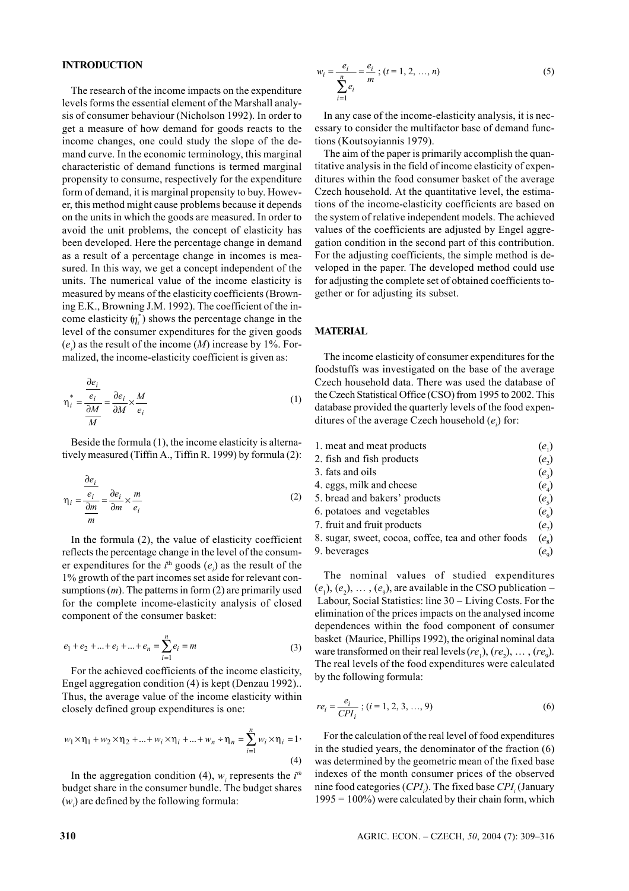## INTRODUCTION

The research of the income impacts on the expenditure levels forms the essential element of the Marshall analysis of consumer behaviour (Nicholson 1992). In order to get a measure of how demand for goods reacts to the income changes, one could study the slope of the demand curve. In the economic terminology, this marginal characteristic of demand functions is termed marginal propensity to consume, respectively for the expenditure form of demand, it is marginal propensity to buy. However, this method might cause problems because it depends on the units in which the goods are measured. In order to avoid the unit problems, the concept of elasticity has been developed. Here the percentage change in demand as a result of a percentage change in incomes is measured. In this way, we get a concept independent of the units. The numerical value of the income elasticity is measured by means of the elasticity coefficients (Browning E.K., Browning J.M. 1992). The coefficient of the income elasticity ($\eta_i^*$) shows the percentage change in the level of the consumer expenditures for the given goods ($e_i$) as the result of the income ($M$) increase by 1%. Formalized, the income-elasticity coefficient is given as:

$$\eta_i^* = \frac{\frac{\partial e_i}{e_i}}{\frac{\partial M}{M}} = \frac{\partial e_i}{\partial M} \times \frac{M}{e_i} \tag{1}$$

Beside the formula (1), the income elasticity is alternatively measured (Tiffin A., Tiffin R. 1999) by formula (2):

$$\eta_i = \frac{\frac{\partial e_i}{e_i}}{\frac{\partial m}{m}} = \frac{\partial e_i}{\partial m} \times \frac{m}{e_i} \tag{2}$$

In the formula (2), the value of elasticity coefficient reflects the percentage change in the level of the consumer expenditures for the $i^{th}$ goods ($e_i$) as the result of the 1% growth of the part incomes set aside for relevant consumptions ($m$). The patterns in form (2) are primarily used for the complete income-elasticity analysis of closed component of the consumer basket:

$$e_1 + e_2 + ... + e_i + ... + e_n = \sum_{i=1}^{n} e_i = m \tag{3}$$

For the achieved coefficients of the income elasticity, Engel aggregation condition (4) is kept (Denzau 1992).. Thus, the average value of the income elasticity within closely defined group expenditures is one:

$$w_1 \times \eta_1 + w_2 \times \eta_2 + ... + w_i \times \eta_i + ... + w_n \div \eta_n = \sum_{i=1}^{n} w_i \times \eta_i = 1, \tag{4}$$

In the aggregation condition (4), $w_i$ represents the $i^{th}$ budget share in the consumer bundle. The budget shares ($w_i$) are defined by the following formula:

$$w_i = \frac{e_i}{\sum_{i=1}^{n} e_i} = \frac{e_i}{m} \text{ ; } (t = 1, 2, ..., n) \tag{5}$$

In any case of the income-elasticity analysis, it is necessary to consider the multifactor base of demand functions (Koutsoyiannis 1979).

The aim of the paper is primarily accomplish the quantitative analysis in the field of income elasticity of expenditures within the food consumer basket of the average Czech household. At the quantitative level, the estimations of the income-elasticity coefficients are based on the system of relative independent models. The achieved values of the coefficients are adjusted by Engel aggregation condition in the second part of this contribution. For the adjusting coefficients, the simple method is developed in the paper. The developed method could use for adjusting the complete set of obtained coefficients together or for adjusting its subset.

## MATERIAL

The income elasticity of consumer expenditures for the foodstuffs was investigated on the base of the average Czech household data. There was used the database of the Czech Statistical Office (CSO) from 1995 to 2002. This database provided the quarterly levels of the food expenditures of the average Czech household ($e_i$) for:

1. meat and meat products ($e_1$)
2. fish and fish products ($e_2$)
3. fats and oils ($e_3$)
4. eggs, milk and cheese ($e_4$)
5. bread and bakers' products ($e_5$)
6. potatoes and vegetables ($e_6$)
7. fruit and fruit products ($e_7$)
8. sugar, sweet, cocoa, coffee, tea and other foods ($e_8$)
9. beverages ($e_9$)

The nominal values of studied expenditures ($e_1$), ($e_2$), … , ($e_9$), are available in the CSO publication – Labour, Social Statistics: line 30 – Living Costs. For the elimination of the prices impacts on the analysed income dependences within the food component of consumer basket (Maurice, Phillips 1992), the original nominal data ware transformed on their real levels ($re_1$), ($re_2$), … , ($re_9$). The real levels of the food expenditures were calculated by the following formula:

$$re_i = \frac{e_i}{CPI_i} \text{ ; } (i = 1, 2, 3, ..., 9) \tag{6}$$

For the calculation of the real level of food expenditures in the studied years, the denominator of the fraction (6) was determined by the geometric mean of the fixed base indexes of the month consumer prices of the observed nine food categories ($CPI_i$). The fixed base $CPI_i$ (January 1995 = 100%) were calculated by their chain form, which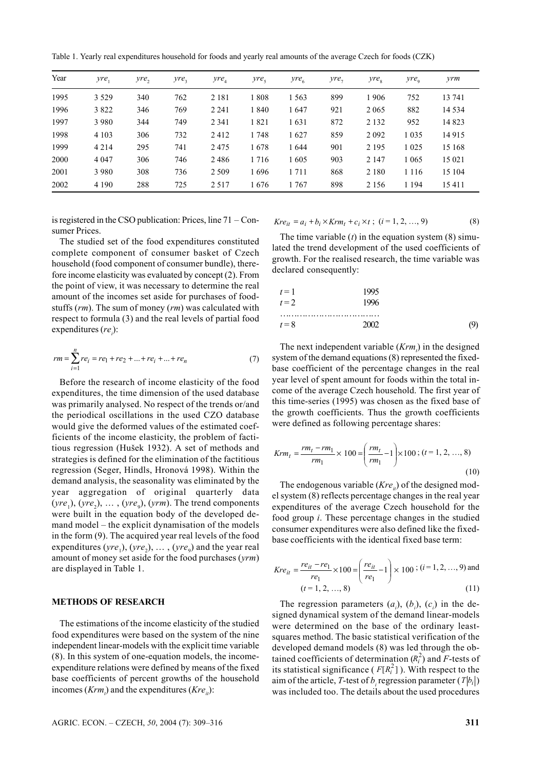Table 1. Yearly real expenditures household for foods and yearly real amounts of the average Czech for foods (CZK)

| Year | $yre_1$ | $yre_2$ | $yre_3$ | $yre_4$ | $yre_5$ | $yre_6$ | $yre_7$ | $yre_8$ | $yre_9$ | $yrm$ |
|---|---|---|---|---|---|---|---|---|---|---|
| 1995 | 3 529 | 340 | 762 | 2 181 | 1 808 | 1 563 | 899 | 1 906 | 752 | 13 741 |
| 1996 | 3 822 | 346 | 769 | 2 241 | 1 840 | 1 647 | 921 | 2 065 | 882 | 14 534 |
| 1997 | 3 980 | 344 | 749 | 2 341 | 1 821 | 1 631 | 872 | 2 132 | 952 | 14 823 |
| 1998 | 4 103 | 306 | 732 | 2 412 | 1 748 | 1 627 | 859 | 2 092 | 1 035 | 14 915 |
| 1999 | 4 214 | 295 | 741 | 2 475 | 1 678 | 1 644 | 901 | 2 195 | 1 025 | 15 168 |
| 2000 | 4 047 | 306 | 746 | 2 486 | 1 716 | 1 605 | 903 | 2 147 | 1 065 | 15 021 |
| 2001 | 3 980 | 308 | 736 | 2 509 | 1 696 | 1 711 | 868 | 2 180 | 1 116 | 15 104 |
| 2002 | 4 190 | 288 | 725 | 2 517 | 1 676 | 1 767 | 898 | 2 156 | 1 194 | 15 411 |

is registered in the CSO publication: Prices, line 71 – Consumer Prices.

The studied set of the food expenditures constituted complete component of consumer basket of Czech household (food component of consumer bundle), therefore income elasticity was evaluated by concept (2). From the point of view, it was necessary to determine the real amount of the incomes set aside for purchases of foodstuffs ($rm$). The sum of money ($rm$) was calculated with respect to formula (3) and the real levels of partial food expenditures ($re_i$):

$$rm = \sum_{i=1}^{n} re_i = re_1 + re_2 + ... + re_i + ... + re_n \tag{7}$$

Before the research of income elasticity of the food expenditures, the time dimension of the used database was primarily analysed. No respect of the trends or/and the periodical oscillations in the used CZO database would give the deformed values of the estimated coefficients of the income elasticity, the problem of factitious regression (Hušek 1932). A set of methods and strategies is defined for the elimination of the factitious regression (Seger, Hindls, Hronová 1998). Within the demand analysis, the seasonality was eliminated by the year aggregation of original quarterly data ($yre_1$), ($yre_2$), … , ($yre_9$), ($yrm$). The trend components were built in the equation body of the developed demand model – the explicit dynamisation of the models in the form (9). The acquired year real levels of the food expenditures ($yre_1$), ($yre_2$), … , ($yre_9$) and the year real amount of money set aside for the food purchases ($yrm$) are displayed in Table 1.

## METHODS OF RESEARCH

The estimations of the income elasticity of the studied food expenditures were based on the system of the nine independent linear-models with the explicit time variable (8). In this system of one-equation models, the income-expenditure relations were defined by means of the fixed base coefficients of percent growths of the household incomes ($Krm_t$) and the expenditures ($Kre_{it}$):

$$Kre_{it} = a_i + b_i \times Krm_t + c_i \times t \;;\; (i = 1, 2, …, 9) \tag{8}$$

The time variable ($t$) in the equation system (8) simulated the trend development of the used coefficients of growth. For the realised research, the time variable was declared consequently:

$$\begin{array}{ll} t = 1 & 1995 \\ t = 2 & 1996 \\ \ldots\ldots\ldots & \\ t = 8 & 2002 \end{array} \tag{9}$$

The next independent variable ($Krm_t$) in the designed system of the demand equations (8) represented the fixed-base coefficient of the percentage changes in the real year level of spent amount for foods within the total income of the average Czech household. The first year of this time-series (1995) was chosen as the fixed base of the growth coefficients. Thus the growth coefficients were defined as following percentage shares:

$$Krm_t = \frac{rm_t - rm_1}{rm_1} \times 100 = \left( \frac{rm_t}{rm_1} - 1 \right) \times 100 \;;\; (t = 1, 2, …, 8) \tag{10}$$

The endogenous variable ($Kre_{it}$) of the designed model system (8) reflects percentage changes in the real year expenditures of the average Czech household for the food group $i$. These percentage changes in the studied consumer expenditures were also defined like the fixed-base coefficients with the identical fixed base term:

$$Kre_{it} = \frac{re_{it} - re_1}{re_1} \times 100 = \left( \frac{re_{it}}{re_1} - 1 \right) \times 100 \;;\; (i = 1, 2, …, 9) \text{ and } (t = 1, 2, …, 8) \tag{11}$$

The regression parameters ($a_i$), ($b_i$), ($c_i$) in the designed dynamical system of the demand linear-models were determined on the base of the ordinary least-squares method. The basic statistical verification of the developed demand models (8) was led through the obtained coefficients of determination ($R_i^2$) and $F$-tests of its statistical significance ( $F[R_i^2]$ ). With respect to the aim of the article, $T$-test of $b_i$ regression parameter ($T|b_i|$) was included too. The details about the used procedures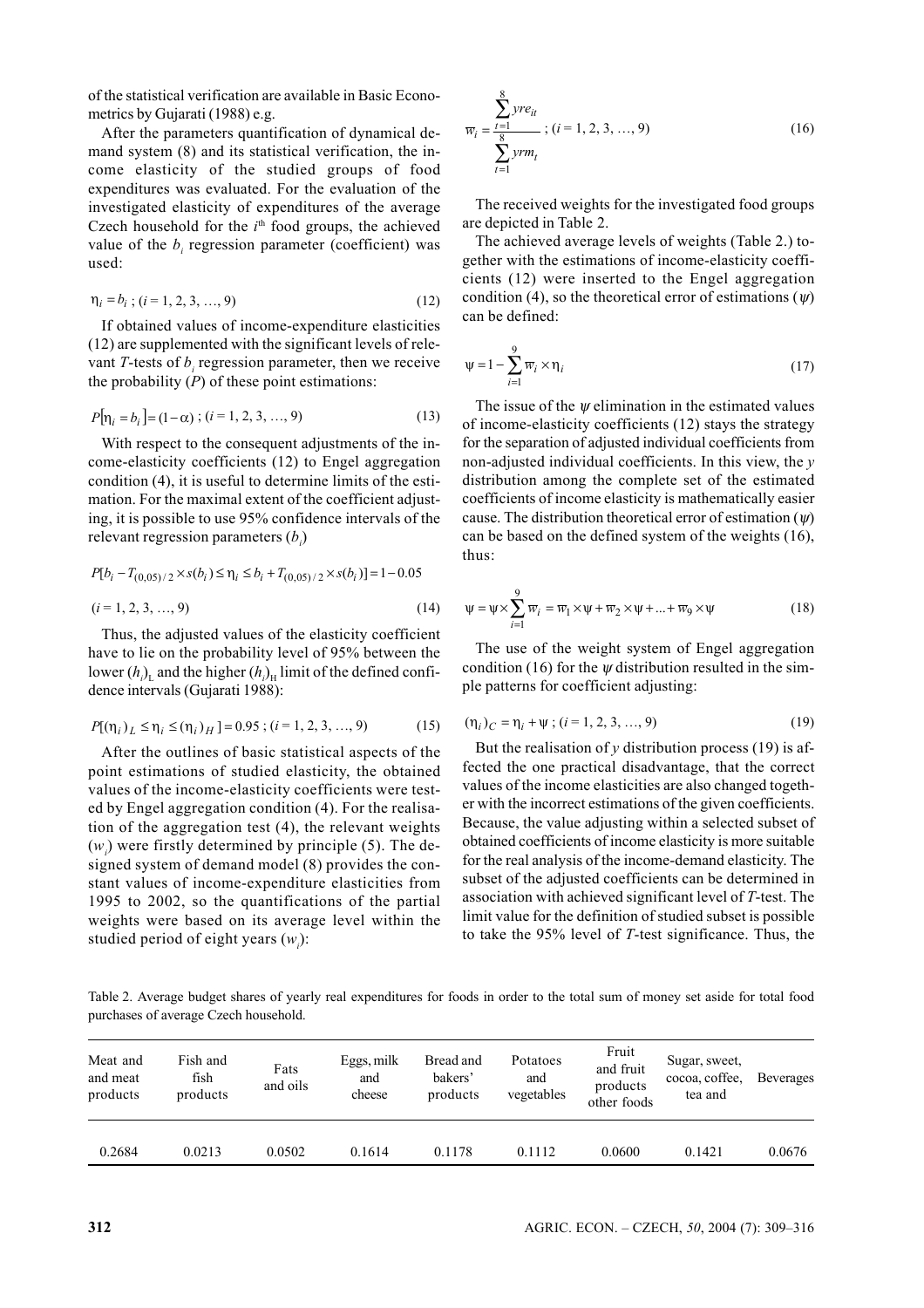of the statistical verification are available in Basic Econometrics by Gujarati (1988) e.g.

After the parameters quantification of dynamical demand system (8) and its statistical verification, the income elasticity of the studied groups of food expenditures was evaluated. For the evaluation of the investigated elasticity of expenditures of the average Czech household for the $i^{th}$ food groups, the achieved value of the $b_i$ regression parameter (coefficient) was used:

$$\eta_i = b_i \; ; (i = 1, 2, 3, \ldots, 9) \tag{12}$$

If obtained values of income-expenditure elasticities (12) are supplemented with the significant levels of relevant $T$-tests of $b_i$ regression parameter, then we receive the probability ($P$) of these point estimations:

$$P[\eta_i = b_i] = (1 - \alpha) \; ; (i = 1, 2, 3, \ldots, 9) \tag{13}$$

With respect to the consequent adjustments of the income-elasticity coefficients (12) to Engel aggregation condition (4), it is useful to determine limits of the estimation. For the maximal extent of the coefficient adjusting, it is possible to use 95% confidence intervals of the relevant regression parameters ($b_i$)

$$P[b_i - T_{(0,05)/2} \times s(b_i) \leq \eta_i \leq b_i + T_{(0,05)/2} \times s(b_i)] = 1 - 0.05$$

$$(i = 1, 2, 3, \ldots, 9) \tag{14}$$

Thus, the adjusted values of the elasticity coefficient have to lie on the probability level of 95% between the lower $(h_i)_L$ and the higher $(h_i)_H$ limit of the defined confidence intervals (Gujarati 1988):

$$P[(\eta_i)_L \leq \eta_i \leq (\eta_i)_H] = 0.95 \; ; (i = 1, 2, 3, \ldots, 9) \tag{15}$$

After the outlines of basic statistical aspects of the point estimations of studied elasticity, the obtained values of the income-elasticity coefficients were tested by Engel aggregation condition (4). For the realisation of the aggregation test (4), the relevant weights ($w_i$) were firstly determined by principle (5). The designed system of demand model (8) provides the constant values of income-expenditure elasticities from 1995 to 2002, so the quantifications of the partial weights were based on its average level within the studied period of eight years ($w_i$):

$$\overline{w}_i = \frac{\sum_{t=1}^{8} yre_{it}}{\sum_{t=1}^{8} yrm_t} \; ; (i = 1, 2, 3, \ldots, 9) \tag{16}$$

The received weights for the investigated food groups are depicted in Table 2.

The achieved average levels of weights (Table 2.) together with the estimations of income-elasticity coefficients (12) were inserted to the Engel aggregation condition (4), so the theoretical error of estimations ($\psi$) can be defined:

$$\psi = 1 - \sum_{i=1}^{9} \overline{w}_i \times \eta_i \tag{17}$$

The issue of the $\psi$ elimination in the estimated values of income-elasticity coefficients (12) stays the strategy for the separation of adjusted individual coefficients from non-adjusted individual coefficients. In this view, the $y$ distribution among the complete set of the estimated coefficients of income elasticity is mathematically easier cause. The distribution theoretical error of estimation ($\psi$) can be based on the defined system of the weights (16), thus:

$$\psi = \psi \times \sum_{i=1}^{9} \overline{w}_i = \overline{w}_1 \times \psi + \overline{w}_2 \times \psi + \ldots + \overline{w}_9 \times \psi \tag{18}$$

The use of the weight system of Engel aggregation condition (16) for the $\psi$ distribution resulted in the simple patterns for coefficient adjusting:

$$(\eta_i)_C = \eta_i + \psi \; ; (i = 1, 2, 3, \ldots, 9) \tag{19}$$

But the realisation of $y$ distribution process (19) is affected the one practical disadvantage, that the correct values of the income elasticities are also changed together with the incorrect estimations of the given coefficients. Because, the value adjusting within a selected subset of obtained coefficients of income elasticity is more suitable for the real analysis of the income-demand elasticity. The subset of the adjusted coefficients can be determined in association with achieved significant level of $T$-test. The limit value for the definition of studied subset is possible to take the 95% level of $T$-test significance. Thus, the

Table 2. Average budget shares of yearly real expenditures for foods in order to the total sum of money set aside for total food purchases of average Czech household.

| Meat and and meat products | Fish and fish products | Fats and oils | Eggs, milk and cheese | Bread and bakers' products | Potatoes and vegetables | Fruit and fruit products other foods | Sugar, sweet, cocoa, coffee, tea and | Beverages |
|---|---|---|---|---|---|---|---|---|
| 0.2684 | 0.0213 | 0.0502 | 0.1614 | 0.1178 | 0.1112 | 0.0600 | 0.1421 | 0.0676 |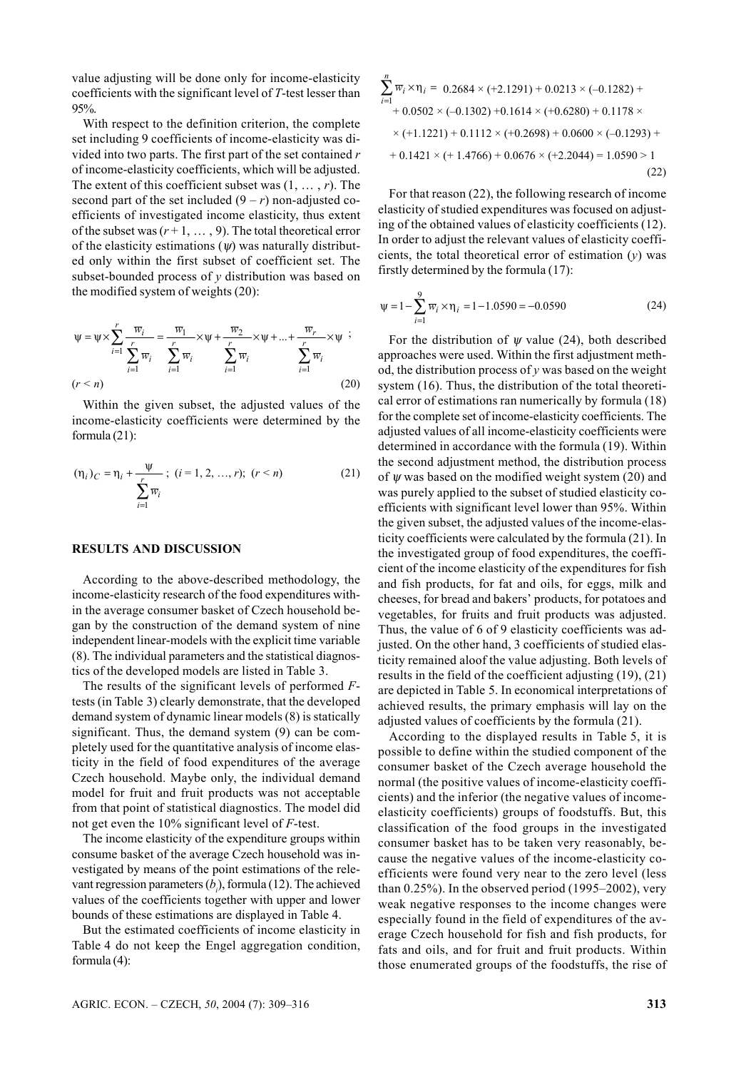value adjusting will be done only for income-elasticity coefficients with the significant level of $T$-test lesser than 95%.

With respect to the definition criterion, the complete set including 9 coefficients of income-elasticity was divided into two parts. The first part of the set contained $r$ of income-elasticity coefficients, which will be adjusted. The extent of this coefficient subset was $(1, \ldots, r)$. The second part of the set included $(9 - r)$ non-adjusted coefficients of investigated income elasticity, thus extent of the subset was $(r + 1, \ldots, 9)$. The total theoretical error of the elasticity estimations ($\psi$) was naturally distributed only within the first subset of coefficient set. The subset-bounded process of $y$ distribution was based on the modified system of weights (20):

$$\psi = \psi \times \sum_{i=1}^{r} \frac{\overline{w}_i}{\sum_{i=1}^{r} \overline{w}_i} = \frac{\overline{w}_1}{\sum_{i=1}^{r} \overline{w}_i} \times \psi + \frac{\overline{w}_2}{\sum_{i=1}^{r} \overline{w}_i} \times \psi + \ldots + \frac{\overline{w}_r}{\sum_{i=1}^{r} \overline{w}_i} \times \psi \;; \quad (r < n) \tag{20}$$

Within the given subset, the adjusted values of the income-elasticity coefficients were determined by the formula (21):

$$(\eta_i)_C = \eta_i + \frac{\psi}{\sum_{i=1}^{r} \overline{w}_i} \;; \; (i = 1, 2, \ldots, r); \; (r < n) \tag{21}$$

## RESULTS AND DISCUSSION

According to the above-described methodology, the income-elasticity research of the food expenditures within the average consumer basket of Czech household began by the construction of the demand system of nine independent linear-models with the explicit time variable (8). The individual parameters and the statistical diagnostics of the developed models are listed in Table 3.

The results of the significant levels of performed $F$-tests (in Table 3) clearly demonstrate, that the developed demand system of dynamic linear models (8) is statically significant. Thus, the demand system (9) can be completely used for the quantitative analysis of income elasticity in the field of food expenditures of the average Czech household. Maybe only, the individual demand model for fruit and fruit products was not acceptable from that point of statistical diagnostics. The model did not get even the 10% significant level of $F$-test.

The income elasticity of the expenditure groups within consume basket of the average Czech household was investigated by means of the point estimations of the relevant regression parameters ($b_i$), formula (12). The achieved values of the coefficients together with upper and lower bounds of these estimations are displayed in Table 4.

But the estimated coefficients of income elasticity in Table 4 do not keep the Engel aggregation condition, formula (4):

$$\sum_{i=1}^{n} \overline{w}_i \times \eta_i = 0.2684 \times (+2.1291) + 0.0213 \times (-0.1282) + 0.0502 \times (-0.1302) + 0.1614 \times (+0.6280) + 0.1178 \times (+1.1221) + 0.1112 \times (+0.2698) + 0.0600 \times (-0.1293) + 0.1421 \times (+1.4766) + 0.0676 \times (+2.2044) = 1.0590 > 1 \tag{22}$$

For that reason (22), the following research of income elasticity of studied expenditures was focused on adjusting of the obtained values of elasticity coefficients (12). In order to adjust the relevant values of elasticity coefficients, the total theoretical error of estimation ($y$) was firstly determined by the formula (17):

$$\psi = 1 - \sum_{i=1}^{9} \overline{w}_i \times \eta_i = 1 - 1.0590 = -0.0590 \tag{24}$$

For the distribution of $\psi$ value (24), both described approaches were used. Within the first adjustment method, the distribution process of $y$ was based on the weight system (16). Thus, the distribution of the total theoretical error of estimations ran numerically by formula (18) for the complete set of income-elasticity coefficients. The adjusted values of all income-elasticity coefficients were determined in accordance with the formula (19). Within the second adjustment method, the distribution process of $\psi$ was based on the modified weight system (20) and was purely applied to the subset of studied elasticity coefficients with significant level lower than 95%. Within the given subset, the adjusted values of the income-elasticity coefficients were calculated by the formula (21). In the investigated group of food expenditures, the coefficient of the income elasticity of the expenditures for fish and fish products, for fat and oils, for eggs, milk and cheeses, for bread and bakers' products, for potatoes and vegetables, for fruits and fruit products was adjusted. Thus, the value of 6 of 9 elasticity coefficients was adjusted. On the other hand, 3 coefficients of studied elasticity remained aloof the value adjusting. Both levels of results in the field of the coefficient adjusting (19), (21) are depicted in Table 5. In economical interpretations of achieved results, the primary emphasis will lay on the adjusted values of coefficients by the formula (21).

According to the displayed results in Table 5, it is possible to define within the studied component of the consumer basket of the Czech average household the normal (the positive values of income-elasticity coefficients) and the inferior (the negative values of income-elasticity coefficients) groups of foodstuffs. But, this classification of the food groups in the investigated consumer basket has to be taken very reasonably, because the negative values of the income-elasticity coefficients were found very near to the zero level (less than 0.25%). In the observed period (1995–2002), very weak negative responses to the income changes were especially found in the field of expenditures of the average Czech household for fish and fish products, for fats and oils, and for fruit and fruit products. Within those enumerated groups of the foodstuffs, the rise of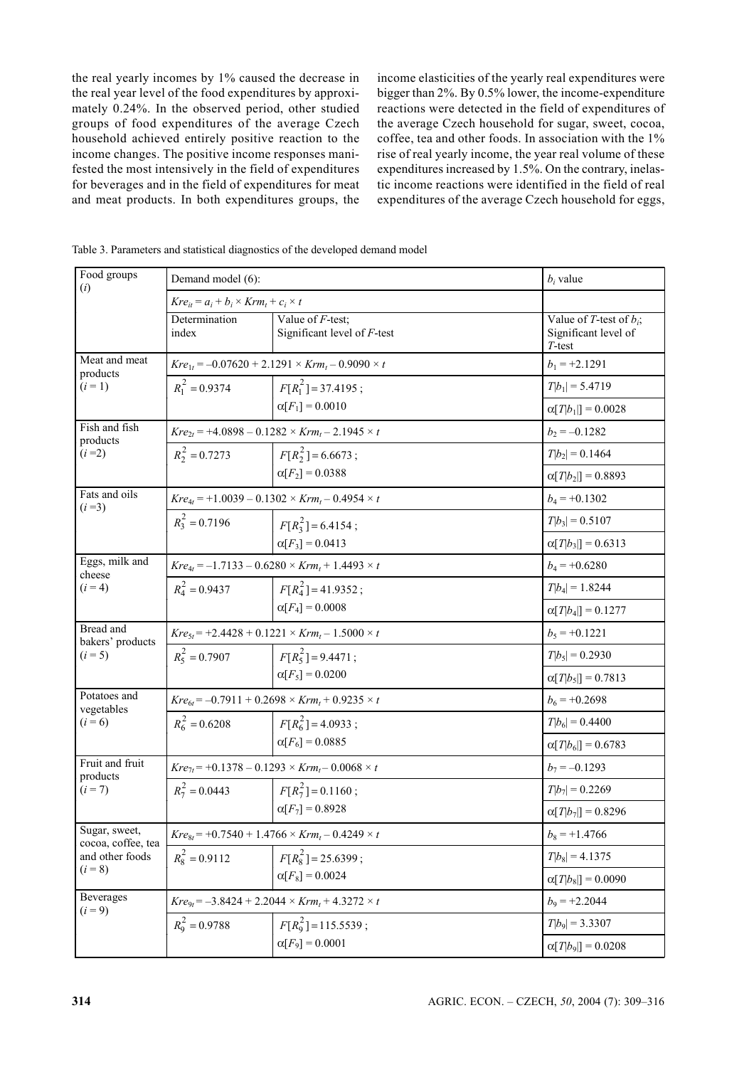the real yearly incomes by 1% caused the decrease in the real year level of the food expenditures by approximately 0.24%. In the observed period, other studied groups of food expenditures of the average Czech household achieved entirely positive reaction to the income changes. The positive income responses manifested the most intensively in the field of expenditures for beverages and in the field of expenditures for meat and meat products. In both expenditures groups, the income elasticities of the yearly real expenditures were bigger than 2%. By 0.5% lower, the income-expenditure reactions were detected in the field of expenditures of the average Czech household for sugar, sweet, cocoa, coffee, tea and other foods. In association with the 1% rise of real yearly income, the year real volume of these expenditures increased by 1.5%. On the contrary, inelastic income reactions were identified in the field of real expenditures of the average Czech household for eggs,

Table 3. Parameters and statistical diagnostics of the developed demand model

| Food groups ($i$) | Demand model (6): $Kre_{it} = a_i + b_i \times Krm_t + c_i \times t$ | | $b_i$ value |
|---|---|---|---|
| | Determination index | Value of $F$-test; Significant level of $F$-test | Value of $T$-test of $b_i$; Significant level of $T$-test |
| Meat and meat products ($i = 1$) | $Kre_{1t} = -0.07620 + 2.1291 \times Krm_t - 0.9090 \times t$ | | $b_1 = +2.1291$ |
| | $R_1^2 = 0.9374$ | $F[R_1^2] = 37.4195$; $\alpha[F_1] = 0.0010$ | $T\|b_1\| = 5.4719$; $\alpha[T\|b_1\|] = 0.0028$ |
| Fish and fish products ($i = 2$) | $Kre_{2t} = +4.0898 - 0.1282 \times Krm_t - 2.1945 \times t$ | | $b_2 = -0.1282$ |
| | $R_2^2 = 0.7273$ | $F[R_2^2] = 6.6673$; $\alpha[F_2] = 0.0388$ | $T\|b_2\| = 0.1464$; $\alpha[T\|b_2\|] = 0.8893$ |
| Fats and oils ($i = 3$) | $Kre_{4t} = +1.0039 - 0.1302 \times Krm_t - 0.4954 \times t$ | | $b_4 = +0.1302$ |
| | $R_3^2 = 0.7196$ | $F[R_3^2] = 6.4154$; $\alpha[F_3] = 0.0413$ | $T\|b_3\| = 0.5107$; $\alpha[T\|b_3\|] = 0.6313$ |
| Eggs, milk and cheese ($i = 4$) | $Kre_{4t} = -1.7133 - 0.6280 \times Krm_t + 1.4493 \times t$ | | $b_4 = +0.6280$ |
| | $R_4^2 = 0.9437$ | $F[R_4^2] = 41.9352$; $\alpha[F_4] = 0.0008$ | $T\|b_4\| = 1.8244$; $\alpha[T\|b_4\|] = 0.1277$ |
| Bread and bakers' products ($i = 5$) | $Kre_{5t} = +2.4428 + 0.1221 \times Krm_t - 1.5000 \times t$ | | $b_5 = +0.1221$ |
| | $R_5^2 = 0.7907$ | $F[R_5^2] = 9.4471$; $\alpha[F_5] = 0.0200$ | $T\|b_5\| = 0.2930$; $\alpha[T\|b_5\|] = 0.7813$ |
| Potatoes and vegetables ($i = 6$) | $Kre_{6t} = -0.7911 + 0.2698 \times Krm_t + 0.9235 \times t$ | | $b_6 = +0.2698$ |
| | $R_6^2 = 0.6208$ | $F[R_6^2] = 4.0933$; $\alpha[F_6] = 0.0885$ | $T\|b_6\| = 0.4400$; $\alpha[T\|b_6\|] = 0.6783$ |
| Fruit and fruit products ($i = 7$) | $Kre_{7t} = +0.1378 - 0.1293 \times Krm_t - 0.0068 \times t$ | | $b_7 = -0.1293$ |
| | $R_7^2 = 0.0443$ | $F[R_7^2] = 0.1160$; $\alpha[F_7] = 0.8928$ | $T\|b_7\| = 0.2269$; $\alpha[T\|b_7\|] = 0.8296$ |
| Sugar, sweet, cocoa, coffee, tea and other foods ($i = 8$) | $Kre_{8t} = +0.7540 + 1.4766 \times Krm_t - 0.4249 \times t$ | | $b_8 = +1.4766$ |
| | $R_8^2 = 0.9112$ | $F[R_8^2] = 25.6399$; $\alpha[F_8] = 0.0024$ | $T\|b_8\| = 4.1375$; $\alpha[T\|b_8\|] = 0.0090$ |
| Beverages ($i = 9$) | $Kre_{9t} = -3.8424 + 2.2044 \times Krm_t + 4.3272 \times t$ | | $b_9 = +2.2044$ |
| | $R_9^2 = 0.9788$ | $F[R_9^2] = 115.5539$; $\alpha[F_9] = 0.0001$ | $T\|b_9\| = 3.3307$; $\alpha[T\|b_9\|] = 0.0208$ |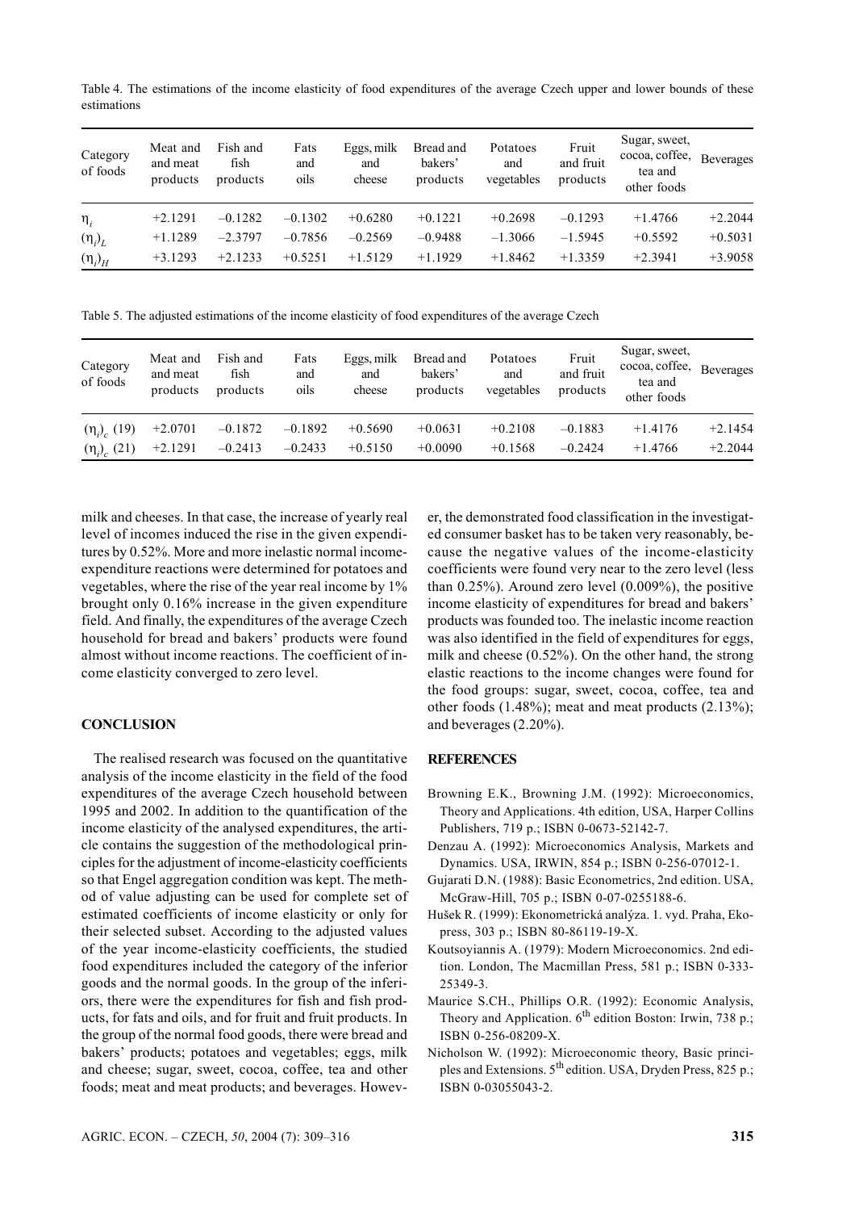Table 4. The estimations of the income elasticity of food expenditures of the average Czech upper and lower bounds of these estimations

| Category of foods | Meat and and meat products | Fish and fish products | Fats and oils | Eggs, milk and cheese | Bread and bakers' products | Potatoes and vegetables | Fruit and fruit products | Sugar, sweet, cocoa, coffee, tea and other foods | Beverages |
|---|---|---|---|---|---|---|---|---|---|
| $\eta_i$ | +2.1291 | –0.1282 | –0.1302 | +0.6280 | +0.1221 | +0.2698 | –0.1293 | +1.4766 | +2.2044 |
| $(\eta_i)_L$ | +1.1289 | –2.3797 | –0.7856 | –0.2569 | –0.9488 | –1.3066 | –1.5945 | +0.5592 | +0.5031 |
| $(\eta_i)_H$ | +3.1293 | +2.1233 | +0.5251 | +1.5129 | +1.1929 | +1.8462 | +1.3359 | +2.3941 | +3.9058 |

Table 5. The adjusted estimations of the income elasticity of food expenditures of the average Czech

| Category of foods | Meat and and meat products | Fish and fish products | Fats and oils | Eggs, milk and cheese | Bread and bakers' products | Potatoes and vegetables | Fruit and fruit products | Sugar, sweet, cocoa, coffee, tea and other foods | Beverages |
|---|---|---|---|---|---|---|---|---|---|
| $(\eta_i)_c$ (19) | +2.0701 | –0.1872 | –0.1892 | +0.5690 | +0.0631 | +0.2108 | –0.1883 | +1.4176 | +2.1454 |
| $(\eta_i)_c$ (21) | +2.1291 | –0.2413 | –0.2433 | +0.5150 | +0.0090 | +0.1568 | –0.2424 | +1.4766 | +2.2044 |

milk and cheeses. In that case, the increase of yearly real level of incomes induced the rise in the given expenditures by 0.52%. More and more inelastic normal income-expenditure reactions were determined for potatoes and vegetables, where the rise of the year real income by 1% brought only 0.16% increase in the given expenditure field. And finally, the expenditures of the average Czech household for bread and bakers' products were found almost without income reactions. The coefficient of income elasticity converged to zero level.

## CONCLUSION

The realised research was focused on the quantitative analysis of the income elasticity in the field of the food expenditures of the average Czech household between 1995 and 2002. In addition to the quantification of the income elasticity of the analysed expenditures, the article contains the suggestion of the methodological principles for the adjustment of income-elasticity coefficients so that Engel aggregation condition was kept. The method of value adjusting can be used for complete set of estimated coefficients of income elasticity or only for their selected subset. According to the adjusted values of the year income-elasticity coefficients, the studied food expenditures included the category of the inferior goods and the normal goods. In the group of the inferiors, there were the expenditures for fish and fish products, for fats and oils, and for fruit and fruit products. In the group of the normal food goods, there were bread and bakers' products; potatoes and vegetables; eggs, milk and cheese; sugar, sweet, cocoa, coffee, tea and other foods; meat and meat products; and beverages. However, the demonstrated food classification in the investigated consumer basket has to be taken very reasonably, because the negative values of the income-elasticity coefficients were found very near to the zero level (less than 0.25%). Around zero level (0.009%), the positive income elasticity of expenditures for bread and bakers' products was founded too. The inelastic income reaction was also identified in the field of expenditures for eggs, milk and cheese (0.52%). On the other hand, the strong elastic reactions to the income changes were found for the food groups: sugar, sweet, cocoa, coffee, tea and other foods (1.48%); meat and meat products (2.13%); and beverages (2.20%).

## REFERENCES

Browning E.K., Browning J.M. (1992): Microeconomics, Theory and Applications. 4th edition, USA, Harper Collins Publishers, 719 p.; ISBN 0-0673-52142-7.

Denzau A. (1992): Microeconomics Analysis, Markets and Dynamics. USA, IRWIN, 854 p.; ISBN 0-256-07012-1.

Gujarati D.N. (1988): Basic Econometrics, 2nd edition. USA, McGraw-Hill, 705 p.; ISBN 0-07-0255188-6.

Hušek R. (1999): Ekonometrická analýza. 1. vyd. Praha, Ekopress, 303 p.; ISBN 80-86119-19-X.

Koutsoyiannis A. (1979): Modern Microeconomics. 2nd edition. London, The Macmillan Press, 581 p.; ISBN 0-333-25349-3.

Maurice S.CH., Phillips O.R. (1992): Economic Analysis, Theory and Application. 6th edition Boston: Irwin, 738 p.; ISBN 0-256-08209-X.

Nicholson W. (1992): Microeconomic theory, Basic principles and Extensions. 5th edition. USA, Dryden Press, 825 p.; ISBN 0-03055043-2.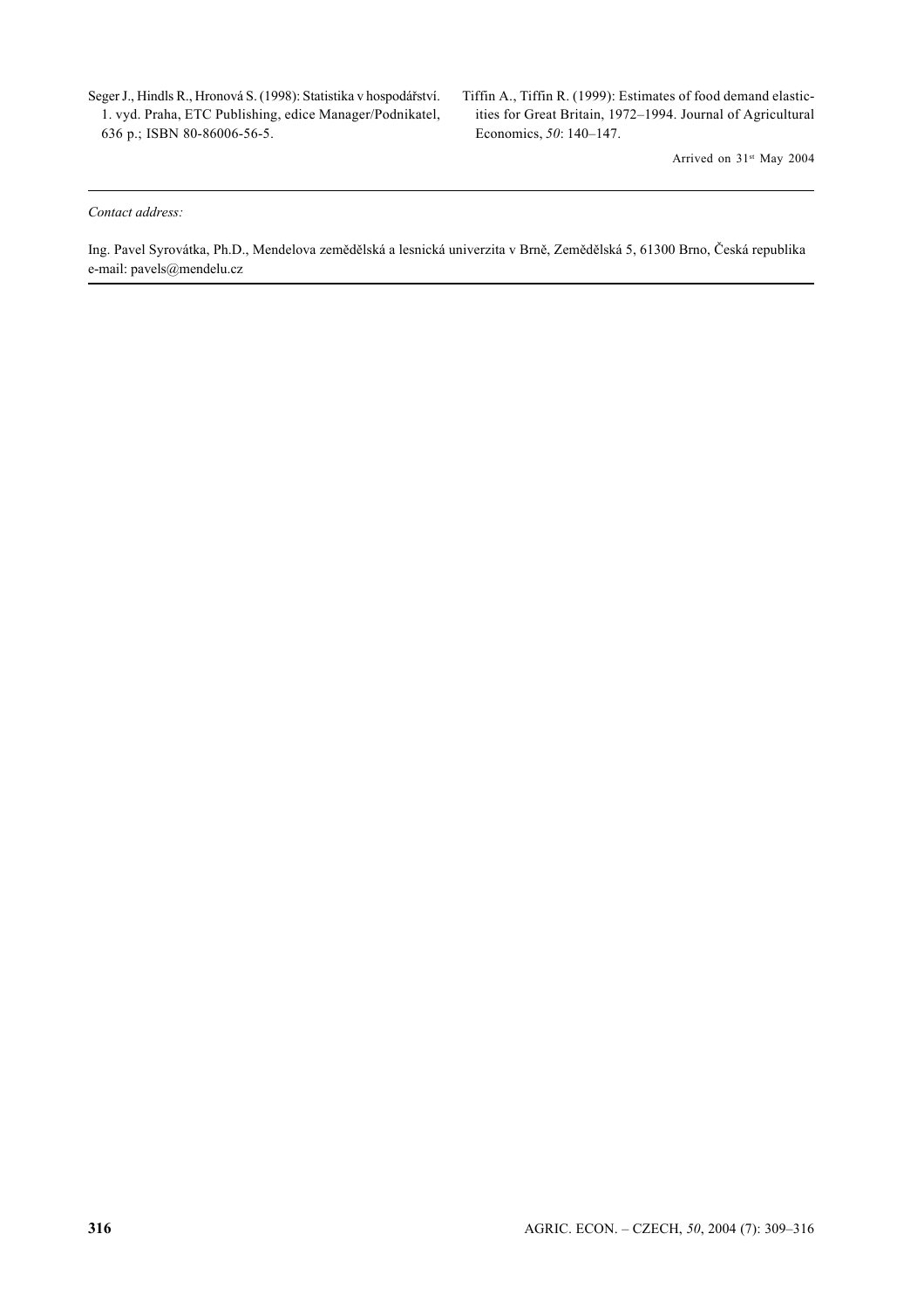Seger J., Hindls R., Hronová S. (1998): Statistika v hospodářství. 1. vyd. Praha, ETC Publishing, edice Manager/Podnikatel, 636 p.; ISBN 80-86006-56-5.

Tiffin A., Tiffin R. (1999): Estimates of food demand elasticities for Great Britain, 1972–1994. Journal of Agricultural Economics, *50*: 140–147.

Arrived on 31st May 2004

*Contact address:*

Ing. Pavel Syrovátka, Ph.D., Mendelova zemědělská a lesnická univerzita v Brně, Zemědělská 5, 61300 Brno, Česká republika
e-mail: pavels@mendelu.cz